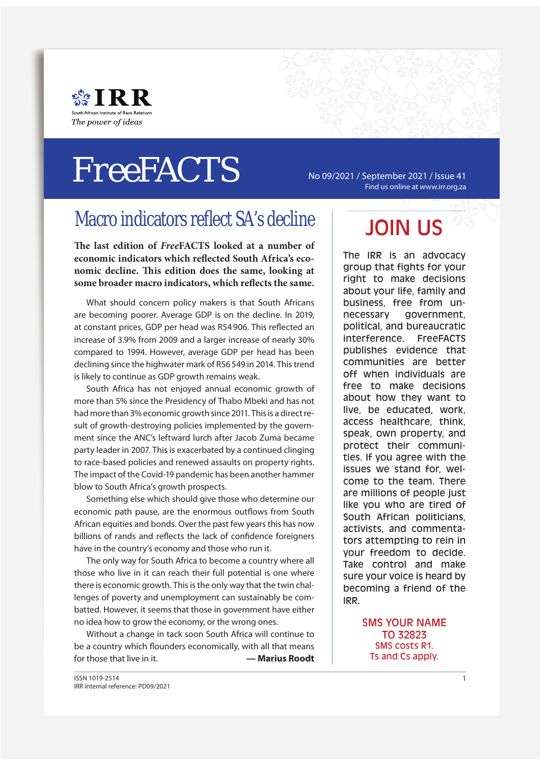IRR

South African Institute of Race Relations

*The power of ideas*

# FreeFACTS

No 09/2021 / September 2021 / Issue 41

Find us online at www.irr.org.za

## Macro indicators reflect SA's decline

**The last edition of *Free*FACTS looked at a number of economic indicators which reflected South Africa's economic decline. This edition does the same, looking at some broader macro indicators, which reflects the same.**

What should concern policy makers is that South Africans are becoming poorer. Average GDP is on the decline. In 2019, at constant prices, GDP per head was R54 906. This reflected an increase of 3.9% from 2009 and a larger increase of nearly 30% compared to 1994. However, average GDP per head has been declining since the highwater mark of R56 549 in 2014. This trend is likely to continue as GDP growth remains weak.

South Africa has not enjoyed annual economic growth of more than 5% since the Presidency of Thabo Mbeki and has not had more than 3% economic growth since 2011. This is a direct result of growth-destroying policies implemented by the government since the ANC's leftward lurch after Jacob Zuma became party leader in 2007. This is exacerbated by a continued clinging to race-based policies and renewed assaults on property rights. The impact of the Covid-19 pandemic has been another hammer blow to South Africa's growth prospects.

Something else which should give those who determine our economic path pause, are the enormous outflows from South African equities and bonds. Over the past few years this has now billions of rands and reflects the lack of confidence foreigners have in the country's economy and those who run it.

The only way for South Africa to become a country where all those who live in it can reach their full potential is one where there is economic growth. This is the only way that the twin challenges of poverty and unemployment can sustainably be combatted. However, it seems that those in government have either no idea how to grow the economy, or the wrong ones.

Without a change in tack soon South Africa will continue to be a country which flounders economically, with all that means for those that live in it.

**— Marius Roodt**

## JOIN US

The IRR is an advocacy group that fights for your right to make decisions about your life, family and business, free from unnecessary government, political, and bureaucratic interference. FreeFACTS publishes evidence that communities are better off when individuals are free to make decisions about how they want to live, be educated, work, access healthcare, think, speak, own property, and protect their communities. If you agree with the issues we stand for, welcome to the team. There are millions of people just like you who are tired of South African politicians, activists, and commentators attempting to rein in your freedom to decide. Take control and make sure your voice is heard by becoming a friend of the IRR.

SMS YOUR NAME TO 32823

SMS costs R1.

Ts and Cs apply.

ISSN 1019-2514

IRR internal reference: PD09/2021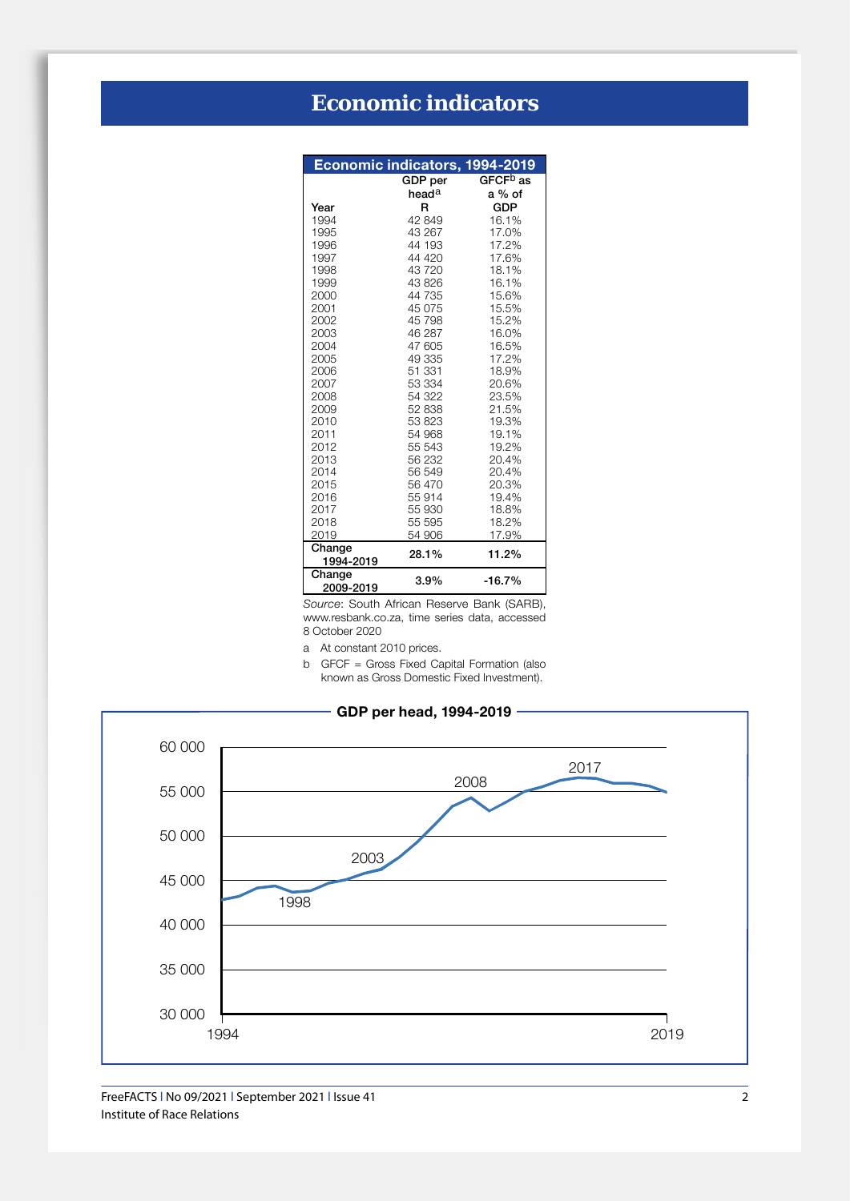# Economic indicators

| Economic indicators, 1994-2019 | | |
|---|---|---|
| Year | GDP per head[a] R | GFCF[b] as a % of GDP |
| 1994 | 42 849 | 16.1% |
| 1995 | 43 267 | 17.0% |
| 1996 | 44 193 | 17.2% |
| 1997 | 44 420 | 17.6% |
| 1998 | 43 720 | 18.1% |
| 1999 | 43 826 | 16.1% |
| 2000 | 44 735 | 15.6% |
| 2001 | 45 075 | 15.5% |
| 2002 | 45 798 | 15.2% |
| 2003 | 46 287 | 16.0% |
| 2004 | 47 605 | 16.5% |
| 2005 | 49 335 | 17.2% |
| 2006 | 51 331 | 18.9% |
| 2007 | 53 334 | 20.6% |
| 2008 | 54 322 | 23.5% |
| 2009 | 52 838 | 21.5% |
| 2010 | 53 823 | 19.3% |
| 2011 | 54 968 | 19.1% |
| 2012 | 55 543 | 19.2% |
| 2013 | 56 232 | 20.4% |
| 2014 | 56 549 | 20.4% |
| 2015 | 56 470 | 20.3% |
| 2016 | 55 914 | 19.4% |
| 2017 | 55 930 | 18.8% |
| 2018 | 55 595 | 18.2% |
| 2019 | 54 906 | 17.9% |
| **Change 1994-2019** | **28.1%** | **11.2%** |
| **Change 2009-2019** | **3.9%** | **-16.7%** |

*Source*: South African Reserve Bank (SARB), www.resbank.co.za, time series data, accessed 8 October 2020

a At constant 2010 prices.

b GFCF = Gross Fixed Capital Formation (also known as Gross Domestic Fixed Investment).

**GDP per head, 1994-2019**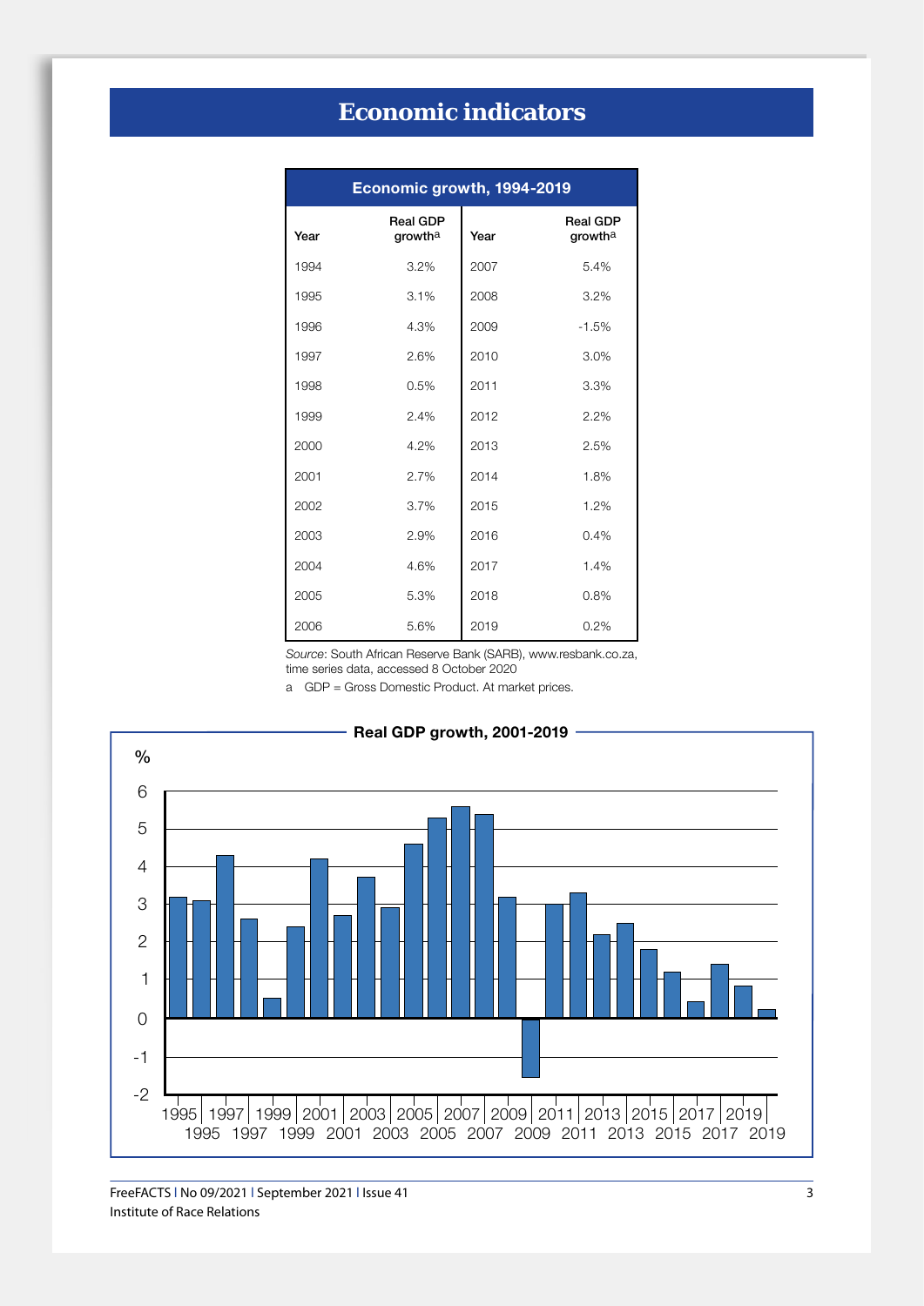# Economic indicators

| Economic growth, 1994-2019 | | | |
|---|---|---|---|
| Year | Real GDP growth[a] | Year | Real GDP growth[a] |
| 1994 | 3.2% | 2007 | 5.4% |
| 1995 | 3.1% | 2008 | 3.2% |
| 1996 | 4.3% | 2009 | -1.5% |
| 1997 | 2.6% | 2010 | 3.0% |
| 1998 | 0.5% | 2011 | 3.3% |
| 1999 | 2.4% | 2012 | 2.2% |
| 2000 | 4.2% | 2013 | 2.5% |
| 2001 | 2.7% | 2014 | 1.8% |
| 2002 | 3.7% | 2015 | 1.2% |
| 2003 | 2.9% | 2016 | 0.4% |
| 2004 | 4.6% | 2017 | 1.4% |
| 2005 | 5.3% | 2018 | 0.8% |
| 2006 | 5.6% | 2019 | 0.2% |

*Source*: South African Reserve Bank (SARB), www.resbank.co.za, time series data, accessed 8 October 2020

a GDP = Gross Domestic Product. At market prices.

**Real GDP growth, 2001-2019**

%

6
5
4
3
2
1
0
-1
-2

1995 1997 1999 2001 2003 2005 2007 2009 2011 2013 2015 2017 2019
1995 1997 1999 2001 2003 2005 2007 2009 2011 2013 2015 2017 2019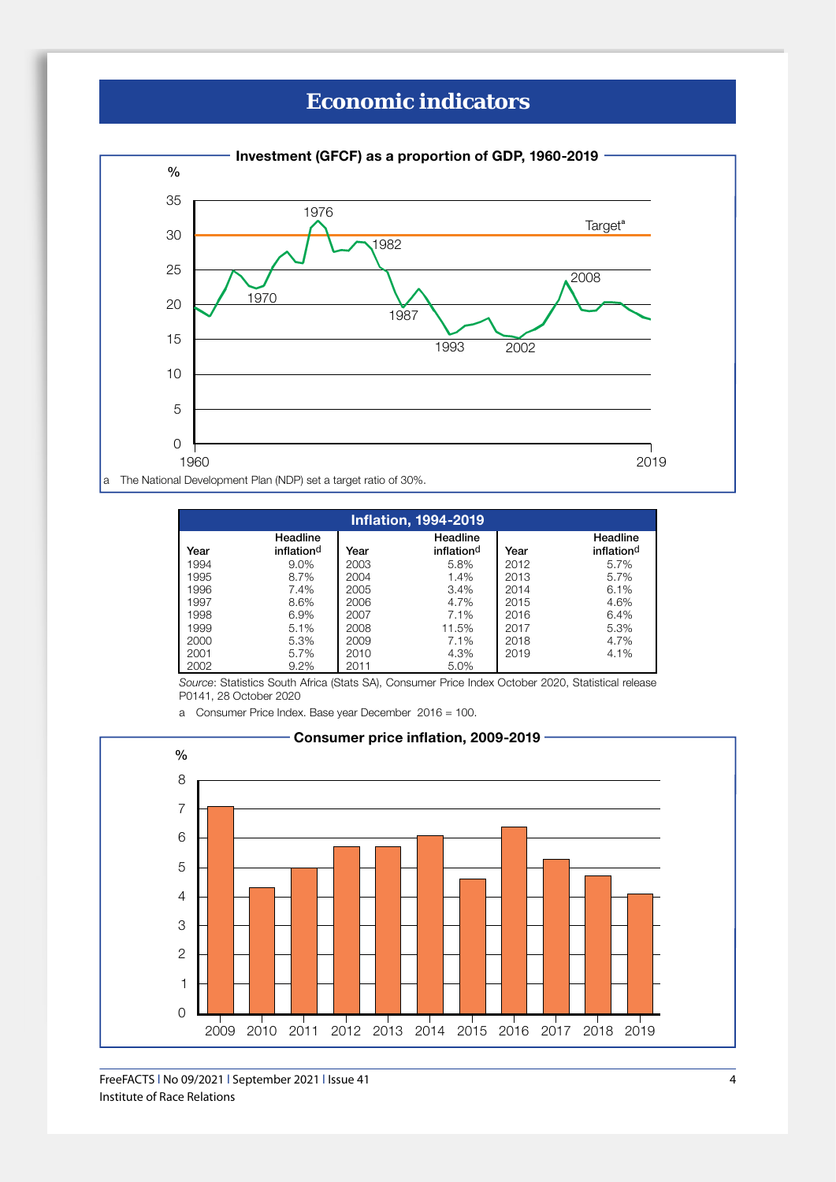# Economic indicators

**Investment (GFCF) as a proportion of GDP, 1960-2019**

%

35
30
25
20
15
10
5
0

1960 1970 1976 1982 1987 1993 2002 2008 2019

Target[a]

a The National Development Plan (NDP) set a target ratio of 30%.

**Inflation, 1994-2019**

| Year | Headline inflation[a] | Year | Headline inflation[a] | Year | Headline inflation[a] |
|---|---|---|---|---|---|
| 1994 | 9.0% | 2003 | 5.8% | 2012 | 5.7% |
| 1995 | 8.7% | 2004 | 1.4% | 2013 | 5.7% |
| 1996 | 7.4% | 2005 | 3.4% | 2014 | 6.1% |
| 1997 | 8.6% | 2006 | 4.7% | 2015 | 4.6% |
| 1998 | 6.9% | 2007 | 7.1% | 2016 | 6.4% |
| 1999 | 5.1% | 2008 | 11.5% | 2017 | 5.3% |
| 2000 | 5.3% | 2009 | 7.1% | 2018 | 4.7% |
| 2001 | 5.7% | 2010 | 4.3% | 2019 | 4.1% |
| 2002 | 9.2% | 2011 | 5.0% | | |

*Source*: Statistics South Africa (Stats SA), Consumer Price Index October 2020, Statistical release P0141, 28 October 2020

a Consumer Price Index. Base year December 2016 = 100.

**Consumer price inflation, 2009-2019**

%

8
7
6
5
4
3
2
1
0

2009 2010 2011 2012 2013 2014 2015 2016 2017 2018 2019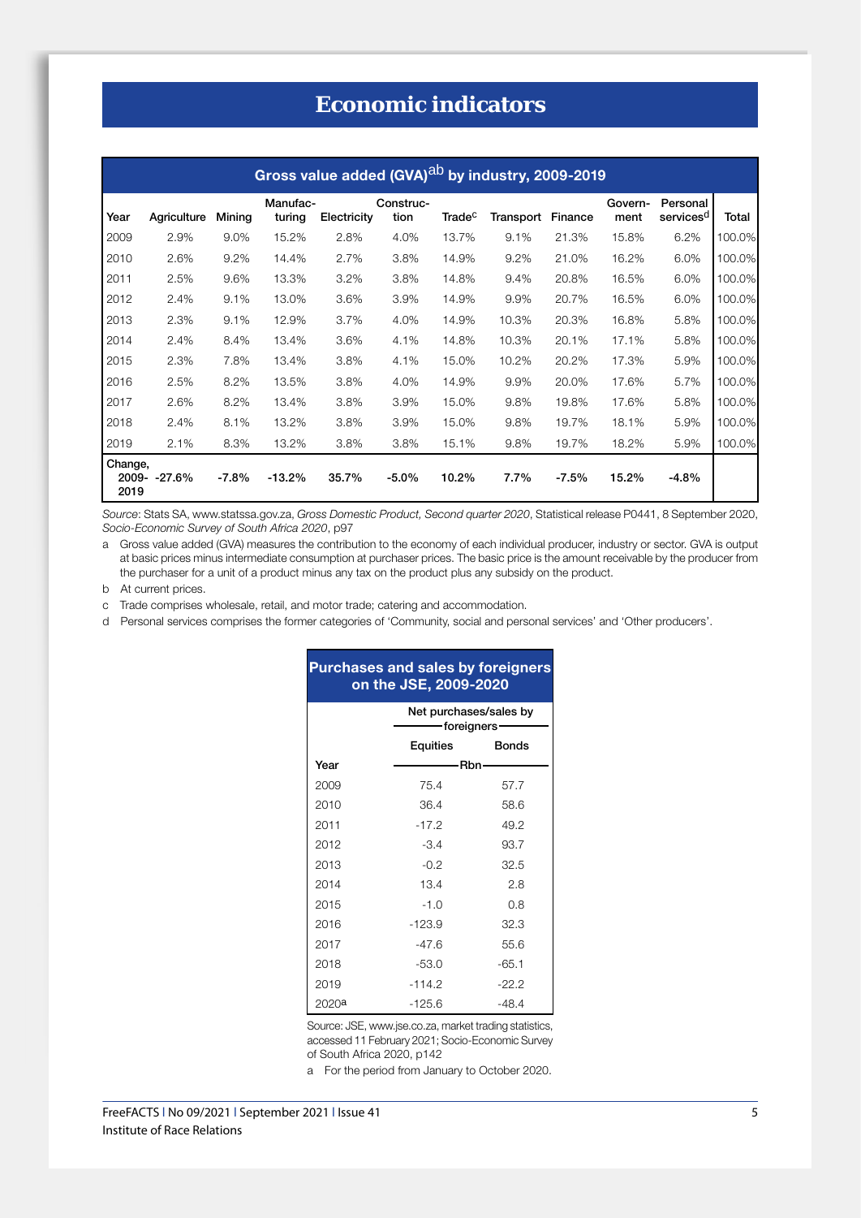# Economic indicators

## Gross value added (GVA)[ab] by industry, 2009-2019

| Year | Agriculture | Mining | Manufacturing | Electricity | Construction | Trade[c] | Transport | Finance | Government | Personal services[d] | Total |
|---|---|---|---|---|---|---|---|---|---|---|---|
| 2009 | 2.9% | 9.0% | 15.2% | 2.8% | 4.0% | 13.7% | 9.1% | 21.3% | 15.8% | 6.2% | 100.0% |
| 2010 | 2.6% | 9.2% | 14.4% | 2.7% | 3.8% | 14.9% | 9.2% | 21.0% | 16.2% | 6.0% | 100.0% |
| 2011 | 2.5% | 9.6% | 13.3% | 3.2% | 3.8% | 14.8% | 9.4% | 20.8% | 16.5% | 6.0% | 100.0% |
| 2012 | 2.4% | 9.1% | 13.0% | 3.6% | 3.9% | 14.9% | 9.9% | 20.7% | 16.5% | 6.0% | 100.0% |
| 2013 | 2.3% | 9.1% | 12.9% | 3.7% | 4.0% | 14.9% | 10.3% | 20.3% | 16.8% | 5.8% | 100.0% |
| 2014 | 2.4% | 8.4% | 13.4% | 3.6% | 4.1% | 14.8% | 10.3% | 20.1% | 17.1% | 5.8% | 100.0% |
| 2015 | 2.3% | 7.8% | 13.4% | 3.8% | 4.1% | 15.0% | 10.2% | 20.2% | 17.3% | 5.9% | 100.0% |
| 2016 | 2.5% | 8.2% | 13.5% | 3.8% | 4.0% | 14.9% | 9.9% | 20.0% | 17.6% | 5.7% | 100.0% |
| 2017 | 2.6% | 8.2% | 13.4% | 3.8% | 3.9% | 15.0% | 9.8% | 19.8% | 17.6% | 5.8% | 100.0% |
| 2018 | 2.4% | 8.1% | 13.2% | 3.8% | 3.9% | 15.0% | 9.8% | 19.7% | 18.1% | 5.9% | 100.0% |
| 2019 | 2.1% | 8.3% | 13.2% | 3.8% | 3.8% | 15.1% | 9.8% | 19.7% | 18.2% | 5.9% | 100.0% |
| **Change, 2009-2019** | **-27.6%** | **-7.8%** | **-13.2%** | **35.7%** | **-5.0%** | **10.2%** | **7.7%** | **-7.5%** | **15.2%** | **-4.8%** | |

*Source*: Stats SA, www.statssa.gov.za, *Gross Domestic Product, Second quarter 2020*, Statistical release P0441, 8 September 2020, *Socio-Economic Survey of South Africa 2020*, p97

a Gross value added (GVA) measures the contribution to the economy of each individual producer, industry or sector. GVA is output at basic prices minus intermediate consumption at purchaser prices. The basic price is the amount receivable by the producer from the purchaser for a unit of a product minus any tax on the product plus any subsidy on the product.

b At current prices.

c Trade comprises wholesale, retail, and motor trade; catering and accommodation.

d Personal services comprises the former categories of 'Community, social and personal services' and 'Other producers'.

## Purchases and sales by foreigners on the JSE, 2009-2020

| | Net purchases/sales by foreigners | |
|---|---|---|
| | Equities | Bonds |
| Year | Rbn | |
| 2009 | 75.4 | 57.7 |
| 2010 | 36.4 | 58.6 |
| 2011 | -17.2 | 49.2 |
| 2012 | -3.4 | 93.7 |
| 2013 | -0.2 | 32.5 |
| 2014 | 13.4 | 2.8 |
| 2015 | -1.0 | 0.8 |
| 2016 | -123.9 | 32.3 |
| 2017 | -47.6 | 55.6 |
| 2018 | -53.0 | -65.1 |
| 2019 | -114.2 | -22.2 |
| 2020[a] | -125.6 | -48.4 |

Source: JSE, www.jse.co.za, market trading statistics, accessed 11 February 2021; Socio-Economic Survey of South Africa 2020, p142

a For the period from January to October 2020.